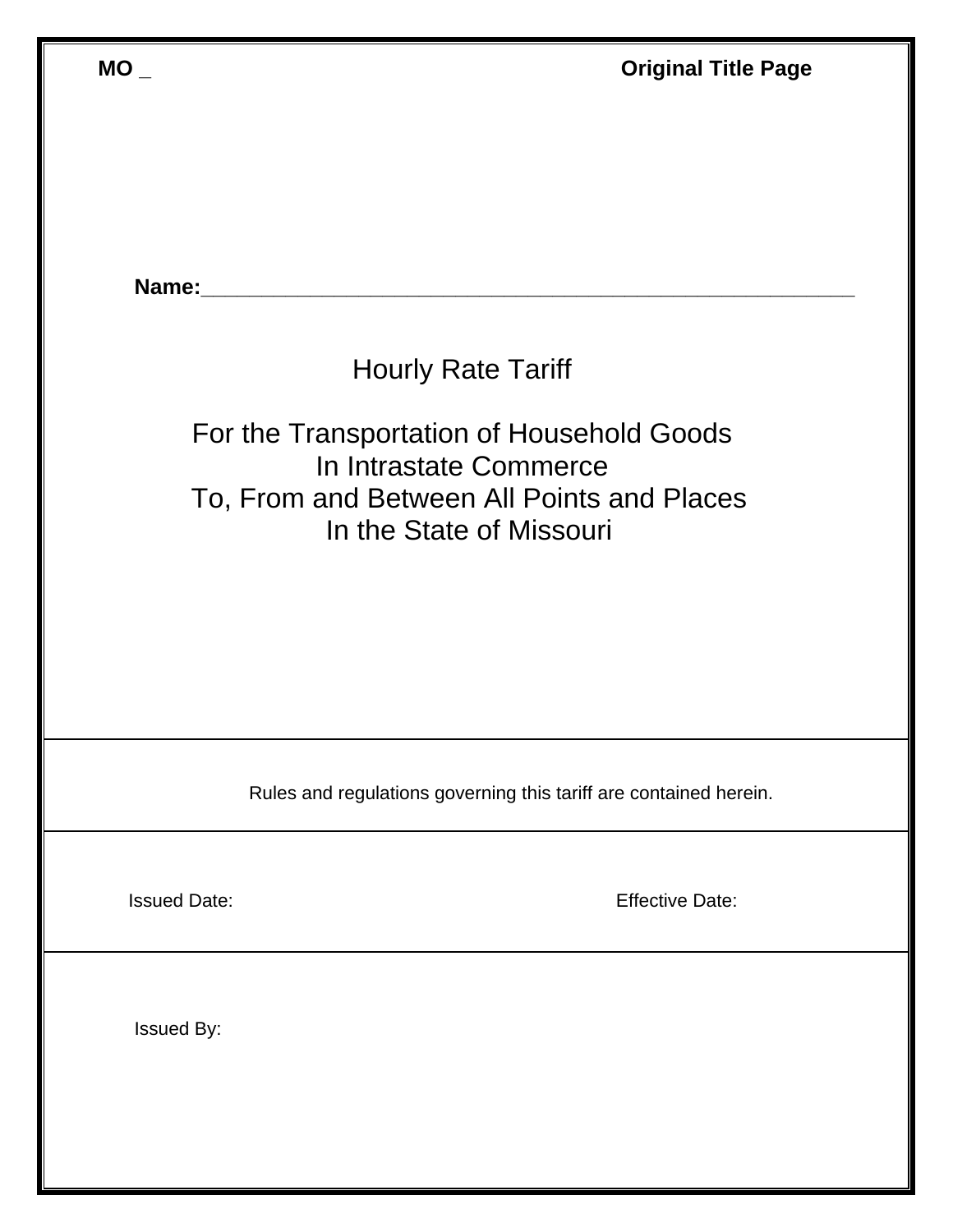**MO _** **Original Title Page**

**Name:**_______________________________________________________

# Hourly Rate Tariff

## For the Transportation of Household Goods In Intrastate Commerce To, From and Between All Points and Places In the State of Missouri

Rules and regulations governing this tariff are contained herein.

Issued Date: Effective Date:

Issued By: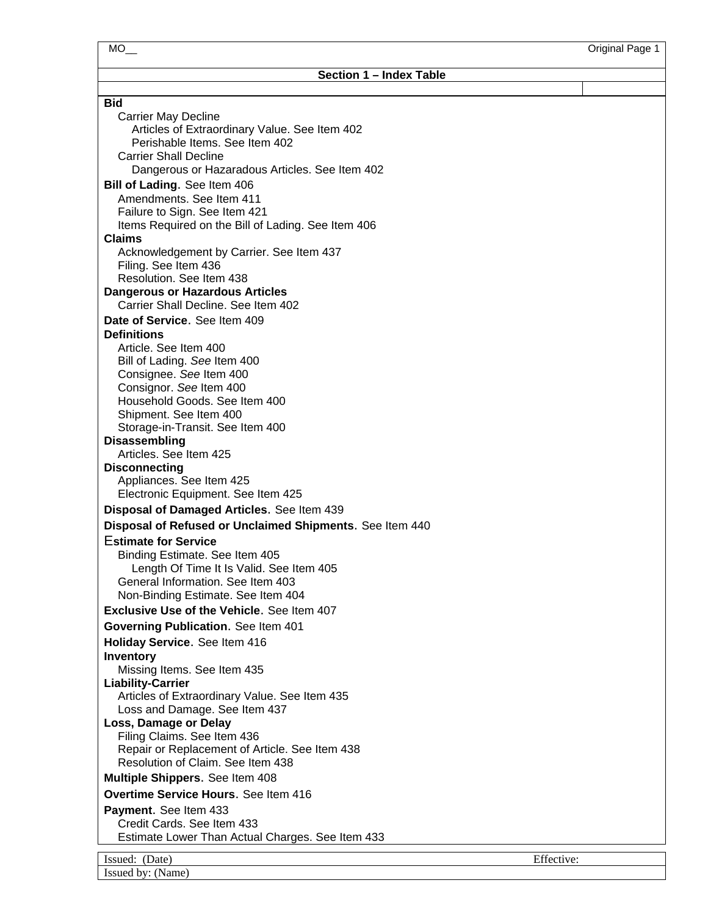## Section 1 – Index Table

**Bid**
- Carrier May Decline
  - Articles of Extraordinary Value. See Item 402
  - Perishable Items. See Item 402
- Carrier Shall Decline
  - Dangerous or Hazaradous Articles. See Item 402

**Bill of Lading**. See Item 406
- Amendments. See Item 411
- Failure to Sign. See Item 421
- Items Required on the Bill of Lading. See Item 406

**Claims**
- Acknowledgement by Carrier. See Item 437
- Filing. See Item 436
- Resolution. See Item 438

**Dangerous or Hazardous Articles**
- Carrier Shall Decline. See Item 402

**Date of Service**. See Item 409

**Definitions**
- Article. See Item 400
- Bill of Lading. *See* Item 400
- Consignee. *See* Item 400
- Consignor. *See* Item 400
- Household Goods. See Item 400
- Shipment. See Item 400
- Storage-in-Transit. See Item 400

**Disassembling**
- Articles. See Item 425

**Disconnecting**
- Appliances. See Item 425
- Electronic Equipment. See Item 425

**Disposal of Damaged Articles**. See Item 439

**Disposal of Refused or Unclaimed Shipments**. See Item 440

**Estimate for Service**
- Binding Estimate. See Item 405
  - Length Of Time It Is Valid. See Item 405
- General Information. See Item 403
- Non-Binding Estimate. See Item 404

**Exclusive Use of the Vehicle**. See Item 407

**Governing Publication**. See Item 401

**Holiday Service**. See Item 416

**Inventory**
- Missing Items. See Item 435

**Liability-Carrier**
- Articles of Extraordinary Value. See Item 435
- Loss and Damage. See Item 437

**Loss, Damage or Delay**
- Filing Claims. See Item 436
- Repair or Replacement of Article. See Item 438
- Resolution of Claim. See Item 438

**Multiple Shippers**. See Item 408

**Overtime Service Hours**. See Item 416

**Payment**. See Item 433
- Credit Cards. See Item 433
- Estimate Lower Than Actual Charges. See Item 433

Issued: (Date) Effective:
Issued by: (Name)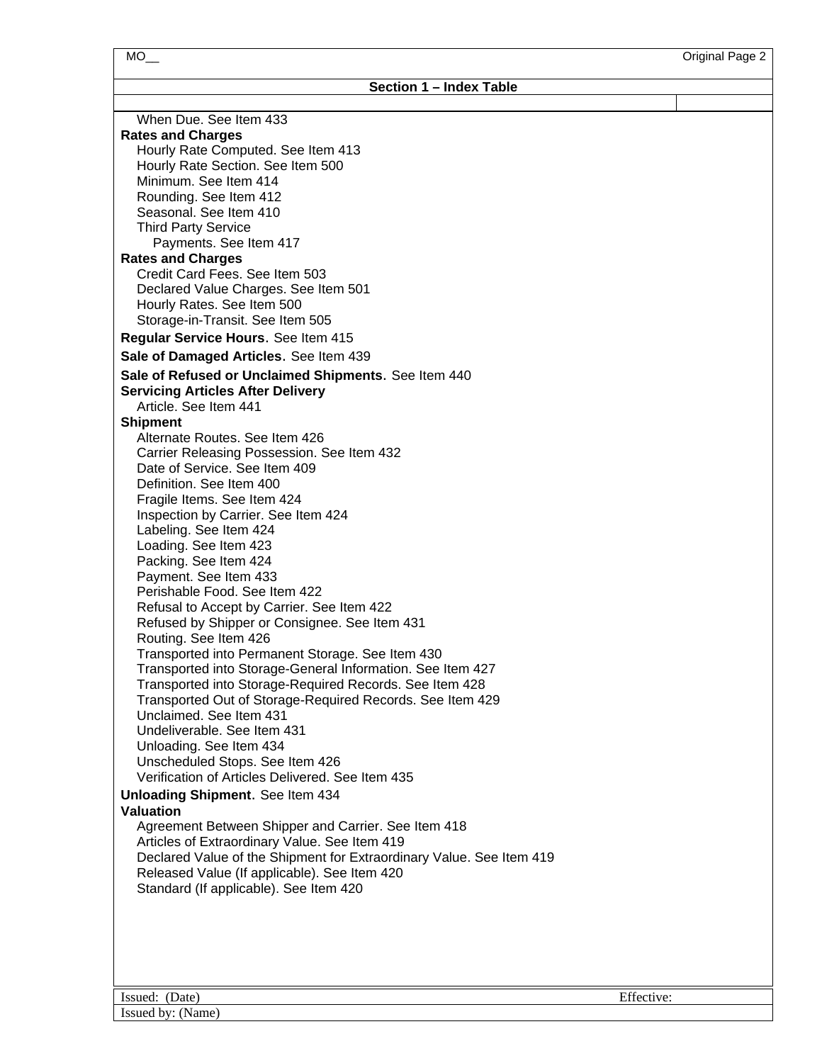## Section 1 – Index Table

When Due. See Item 433

**Rates and Charges**

Hourly Rate Computed. See Item 413
Hourly Rate Section. See Item 500
Minimum. See Item 414
Rounding. See Item 412
Seasonal. See Item 410
Third Party Service
  Payments. See Item 417

**Rates and Charges**

Credit Card Fees. See Item 503
Declared Value Charges. See Item 501
Hourly Rates. See Item 500
Storage-in-Transit. See Item 505

**Regular Service Hours**. See Item 415

**Sale of Damaged Articles**. See Item 439

**Sale of Refused or Unclaimed Shipments**. See Item 440

**Servicing Articles After Delivery**

Article. See Item 441

**Shipment**

Alternate Routes. See Item 426
Carrier Releasing Possession. See Item 432
Date of Service. See Item 409
Definition. See Item 400
Fragile Items. See Item 424
Inspection by Carrier. See Item 424
Labeling. See Item 424
Loading. See Item 423
Packing. See Item 424
Payment. See Item 433
Perishable Food. See Item 422
Refusal to Accept by Carrier. See Item 422
Refused by Shipper or Consignee. See Item 431
Routing. See Item 426
Transported into Permanent Storage. See Item 430
Transported into Storage-General Information. See Item 427
Transported into Storage-Required Records. See Item 428
Transported Out of Storage-Required Records. See Item 429
Unclaimed. See Item 431
Undeliverable. See Item 431
Unloading. See Item 434
Unscheduled Stops. See Item 426
Verification of Articles Delivered. See Item 435

**Unloading Shipment**. See Item 434

**Valuation**

Agreement Between Shipper and Carrier. See Item 418
Articles of Extraordinary Value. See Item 419
Declared Value of the Shipment for Extraordinary Value. See Item 419
Released Value (If applicable). See Item 420
Standard (If applicable). See Item 420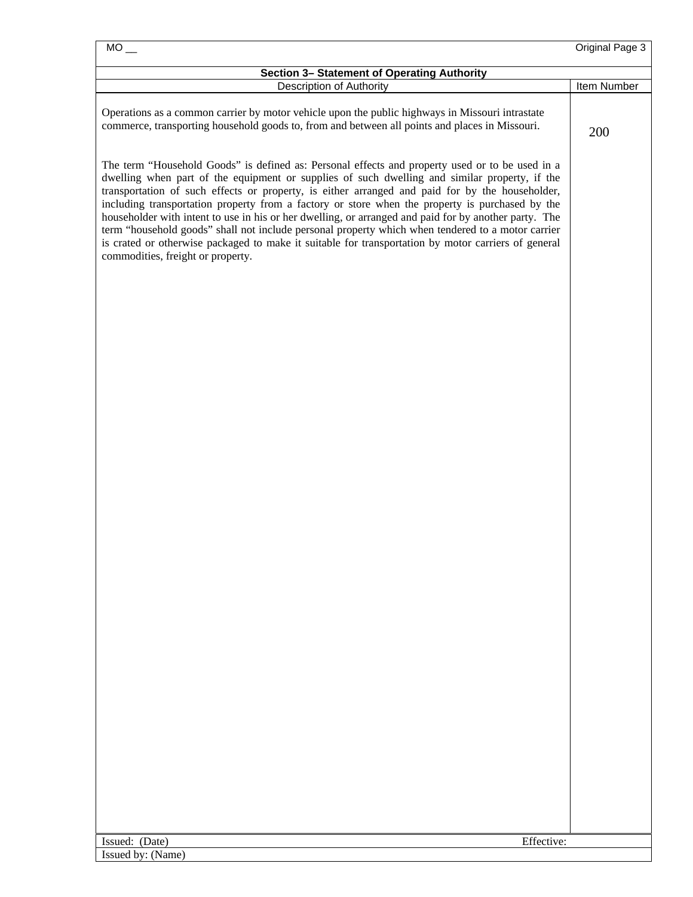MO __

Original Page 3

## Section 3– Statement of Operating Authority

| Description of Authority | Item Number |
|---|---|
| Operations as a common carrier by motor vehicle upon the public highways in Missouri intrastate commerce, transporting household goods to, from and between all points and places in Missouri.<br><br>The term "Household Goods" is defined as: Personal effects and property used or to be used in a dwelling when part of the equipment or supplies of such dwelling and similar property, if the transportation of such effects or property, is either arranged and paid for by the householder, including transportation property from a factory or store when the property is purchased by the householder with intent to use in his or her dwelling, or arranged and paid for by another party. The term "household goods" shall not include personal property which when tendered to a motor carrier is crated or otherwise packaged to make it suitable for transportation by motor carriers of general commodities, freight or property. | 200 |

Issued: (Date) Effective:

Issued by: (Name)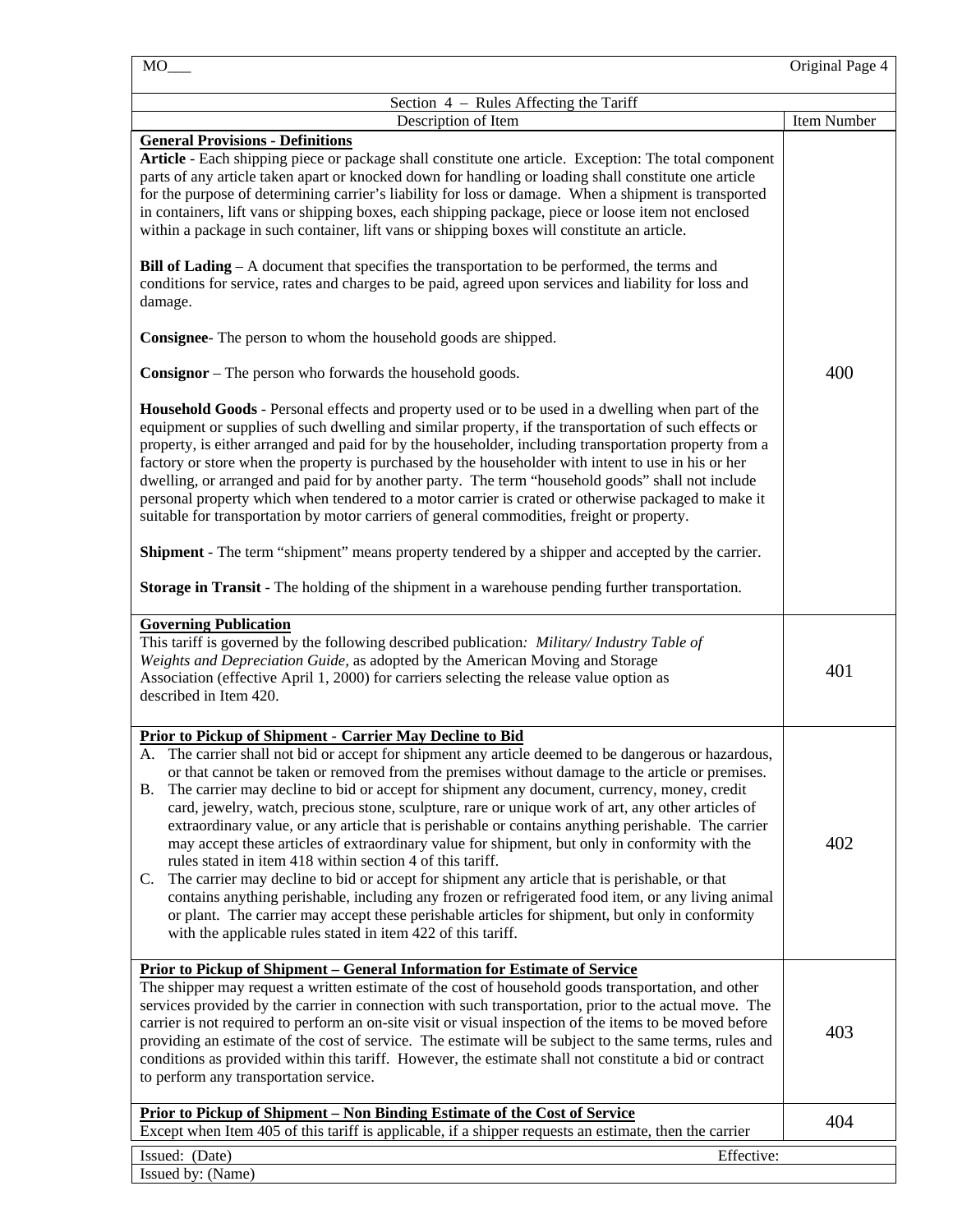Section 4 – Rules Affecting the Tariff

| Description of Item | Item Number |
|---|---|
| **General Provisions - Definitions**<br>**Article** - Each shipping piece or package shall constitute one article. Exception: The total component parts of any article taken apart or knocked down for handling or loading shall constitute one article for the purpose of determining carrier's liability for loss or damage. When a shipment is transported in containers, lift vans or shipping boxes, each shipping package, piece or loose item not enclosed within a package in such container, lift vans or shipping boxes will constitute an article.<br><br>**Bill of Lading** – A document that specifies the transportation to be performed, the terms and conditions for service, rates and charges to be paid, agreed upon services and liability for loss and damage.<br><br>**Consignee**- The person to whom the household goods are shipped.<br><br>**Consignor** – The person who forwards the household goods.<br><br>**Household Goods** - Personal effects and property used or to be used in a dwelling when part of the equipment or supplies of such dwelling and similar property, if the transportation of such effects or property, is either arranged and paid for by the householder, including transportation property from a factory or store when the property is purchased by the householder with intent to use in his or her dwelling, or arranged and paid for by another party. The term "household goods" shall not include personal property which when tendered to a motor carrier is crated or otherwise packaged to make it suitable for transportation by motor carriers of general commodities, freight or property.<br><br>**Shipment** - The term "shipment" means property tendered by a shipper and accepted by the carrier.<br><br>**Storage in Transit** - The holding of the shipment in a warehouse pending further transportation. | 400 |
| **Governing Publication**<br>This tariff is governed by the following described publication*: Military/ Industry Table of Weights and Depreciation Guide*, as adopted by the American Moving and Storage Association (effective April 1, 2000) for carriers selecting the release value option as described in Item 420. | 401 |
| **Prior to Pickup of Shipment - Carrier May Decline to Bid**<br>A. The carrier shall not bid or accept for shipment any article deemed to be dangerous or hazardous, or that cannot be taken or removed from the premises without damage to the article or premises.<br>B. The carrier may decline to bid or accept for shipment any document, currency, money, credit card, jewelry, watch, precious stone, sculpture, rare or unique work of art, any other articles of extraordinary value, or any article that is perishable or contains anything perishable. The carrier may accept these articles of extraordinary value for shipment, but only in conformity with the rules stated in item 418 within section 4 of this tariff.<br>C. The carrier may decline to bid or accept for shipment any article that is perishable, or that contains anything perishable, including any frozen or refrigerated food item, or any living animal or plant. The carrier may accept these perishable articles for shipment, but only in conformity with the applicable rules stated in item 422 of this tariff. | 402 |
| **Prior to Pickup of Shipment – General Information for Estimate of Service**<br>The shipper may request a written estimate of the cost of household goods transportation, and other services provided by the carrier in connection with such transportation, prior to the actual move. The carrier is not required to perform an on-site visit or visual inspection of the items to be moved before providing an estimate of the cost of service. The estimate will be subject to the same terms, rules and conditions as provided within this tariff. However, the estimate shall not constitute a bid or contract to perform any transportation service. | 403 |
| **Prior to Pickup of Shipment – Non Binding Estimate of the Cost of Service**<br>Except when Item 405 of this tariff is applicable, if a shipper requests an estimate, then the carrier | 404 |

Issued: (Date) Effective:
Issued by: (Name)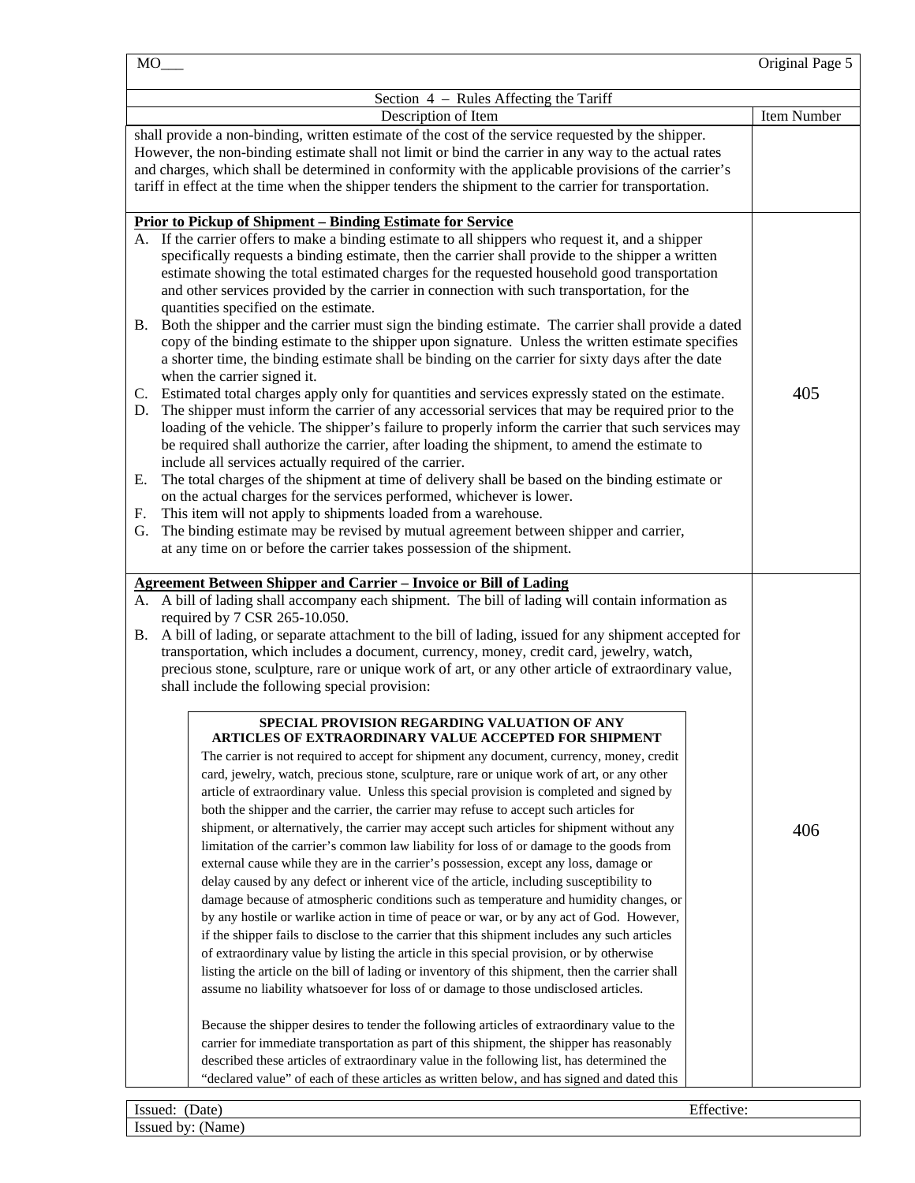Section 4 – Rules Affecting the Tariff

| Description of Item | Item Number |
|---|---|
| shall provide a non-binding, written estimate of the cost of the service requested by the shipper. However, the non-binding estimate shall not limit or bind the carrier in any way to the actual rates and charges, which shall be determined in conformity with the applicable provisions of the carrier's tariff in effect at the time when the shipper tenders the shipment to the carrier for transportation. | |
| **Prior to Pickup of Shipment – Binding Estimate for Service**<br>A. If the carrier offers to make a binding estimate to all shippers who request it, and a shipper specifically requests a binding estimate, then the carrier shall provide to the shipper a written estimate showing the total estimated charges for the requested household good transportation and other services provided by the carrier in connection with such transportation, for the quantities specified on the estimate.<br>B. Both the shipper and the carrier must sign the binding estimate. The carrier shall provide a dated copy of the binding estimate to the shipper upon signature. Unless the written estimate specifies a shorter time, the binding estimate shall be binding on the carrier for sixty days after the date when the carrier signed it.<br>C. Estimated total charges apply only for quantities and services expressly stated on the estimate.<br>D. The shipper must inform the carrier of any accessorial services that may be required prior to the loading of the vehicle. The shipper's failure to properly inform the carrier that such services may be required shall authorize the carrier, after loading the shipment, to amend the estimate to include all services actually required of the carrier.<br>E. The total charges of the shipment at time of delivery shall be based on the binding estimate or on the actual charges for the services performed, whichever is lower.<br>F. This item will not apply to shipments loaded from a warehouse.<br>G. The binding estimate may be revised by mutual agreement between shipper and carrier, at any time on or before the carrier takes possession of the shipment. | 405 |
| **Agreement Between Shipper and Carrier – Invoice or Bill of Lading**<br>A. A bill of lading shall accompany each shipment. The bill of lading will contain information as required by 7 CSR 265-10.050.<br>B. A bill of lading, or separate attachment to the bill of lading, issued for any shipment accepted for transportation, which includes a document, currency, money, credit card, jewelry, watch, precious stone, sculpture, rare or unique work of art, or any other article of extraordinary value, shall include the following special provision:<br><br>**SPECIAL PROVISION REGARDING VALUATION OF ANY ARTICLES OF EXTRAORDINARY VALUE ACCEPTED FOR SHIPMENT**<br>The carrier is not required to accept for shipment any document, currency, money, credit card, jewelry, watch, precious stone, sculpture, rare or unique work of art, or any other article of extraordinary value. Unless this special provision is completed and signed by both the shipper and the carrier, the carrier may refuse to accept such articles for shipment, or alternatively, the carrier may accept such articles for shipment without any limitation of the carrier's common law liability for loss of or damage to the goods from external cause while they are in the carrier's possession, except any loss, damage or delay caused by any defect or inherent vice of the article, including susceptibility to damage because of atmospheric conditions such as temperature and humidity changes, or by any hostile or warlike action in time of peace or war, or by any act of God. However, if the shipper fails to disclose to the carrier that this shipment includes any such articles of extraordinary value by listing the article in this special provision, or by otherwise listing the article on the bill of lading or inventory of this shipment, then the carrier shall assume no liability whatsoever for loss of or damage to those undisclosed articles.<br><br>Because the shipper desires to tender the following articles of extraordinary value to the carrier for immediate transportation as part of this shipment, the shipper has reasonably described these articles of extraordinary value in the following list, has determined the "declared value" of each of these articles as written below, and has signed and dated this | 406 |

Issued: (Date) Effective:

Issued by: (Name)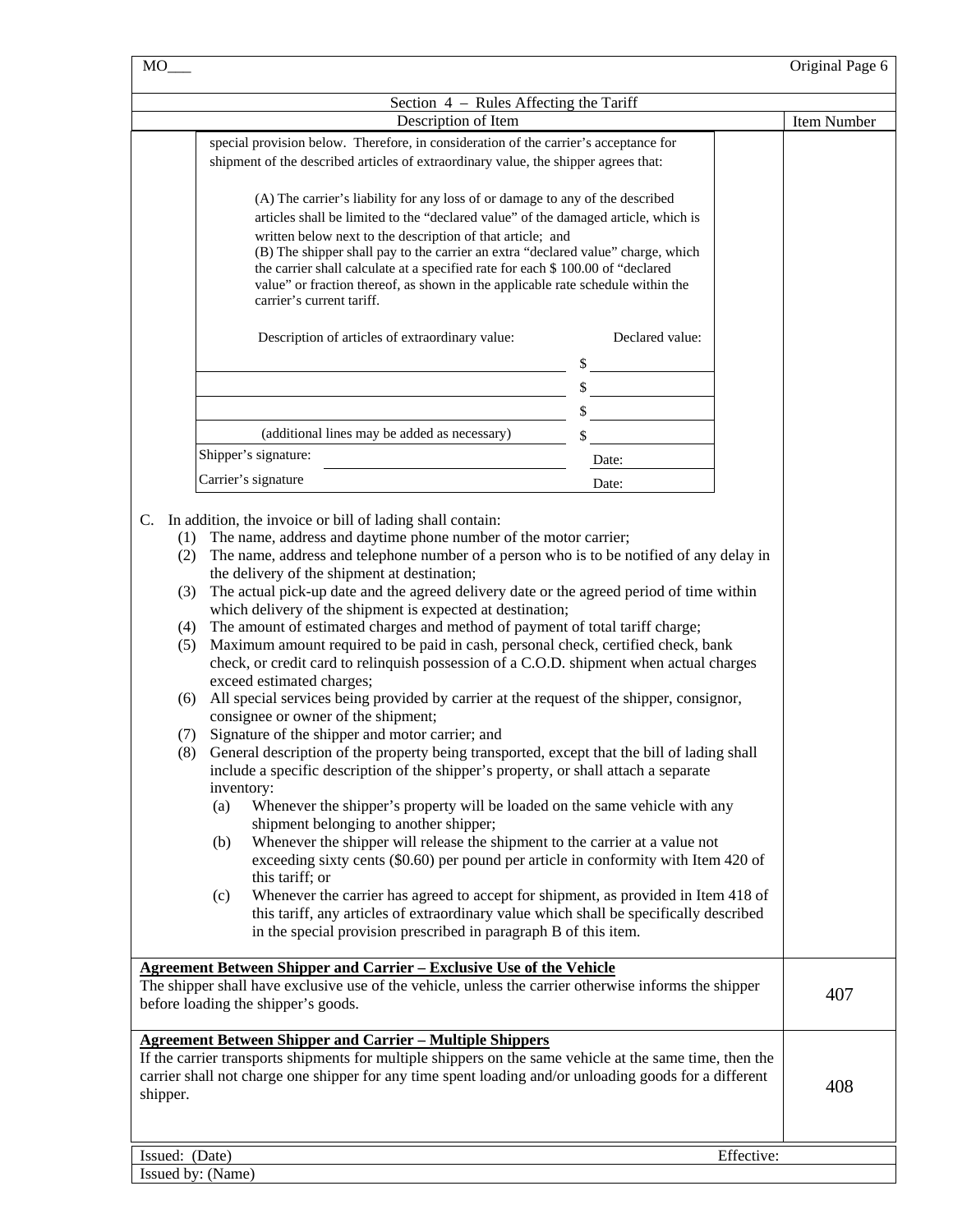Section 4 – Rules Affecting the Tariff

| Description of Item | Item Number |
|---|---|

special provision below. Therefore, in consideration of the carrier's acceptance for shipment of the described articles of extraordinary value, the shipper agrees that:

(A) The carrier's liability for any loss of or damage to any of the described articles shall be limited to the "declared value" of the damaged article, which is written below next to the description of that article; and
(B) The shipper shall pay to the carrier an extra "declared value" charge, which the carrier shall calculate at a specified rate for each $ 100.00 of "declared value" or fraction thereof, as shown in the applicable rate schedule within the carrier's current tariff.

| Description of articles of extraordinary value: | Declared value: |
|---|---|
| | $ |
| | $ |
| | $ |
| (additional lines may be added as necessary) | $ |
| Shipper's signature: | Date: |
| Carrier's signature | Date: |

C. In addition, the invoice or bill of lading shall contain:
   (1) The name, address and daytime phone number of the motor carrier;
   (2) The name, address and telephone number of a person who is to be notified of any delay in the delivery of the shipment at destination;
   (3) The actual pick-up date and the agreed delivery date or the agreed period of time within which delivery of the shipment is expected at destination;
   (4) The amount of estimated charges and method of payment of total tariff charge;
   (5) Maximum amount required to be paid in cash, personal check, certified check, bank check, or credit card to relinquish possession of a C.O.D. shipment when actual charges exceed estimated charges;
   (6) All special services being provided by carrier at the request of the shipper, consignor, consignee or owner of the shipment;
   (7) Signature of the shipper and motor carrier; and
   (8) General description of the property being transported, except that the bill of lading shall include a specific description of the shipper's property, or shall attach a separate inventory:
      (a) Whenever the shipper's property will be loaded on the same vehicle with any shipment belonging to another shipper;
      (b) Whenever the shipper will release the shipment to the carrier at a value not exceeding sixty cents ($0.60) per pound per article in conformity with Item 420 of this tariff; or
      (c) Whenever the carrier has agreed to accept for shipment, as provided in Item 418 of this tariff, any articles of extraordinary value which shall be specifically described in the special provision prescribed in paragraph B of this item.

| Description of Item | Item Number |
|---|---|
| **Agreement Between Shipper and Carrier – Exclusive Use of the Vehicle**<br>The shipper shall have exclusive use of the vehicle, unless the carrier otherwise informs the shipper before loading the shipper's goods. | 407 |
| **Agreement Between Shipper and Carrier – Multiple Shippers**<br>If the carrier transports shipments for multiple shippers on the same vehicle at the same time, then the carrier shall not charge one shipper for any time spent loading and/or unloading goods for a different shipper. | 408 |

Issued: (Date) Effective:
Issued by: (Name)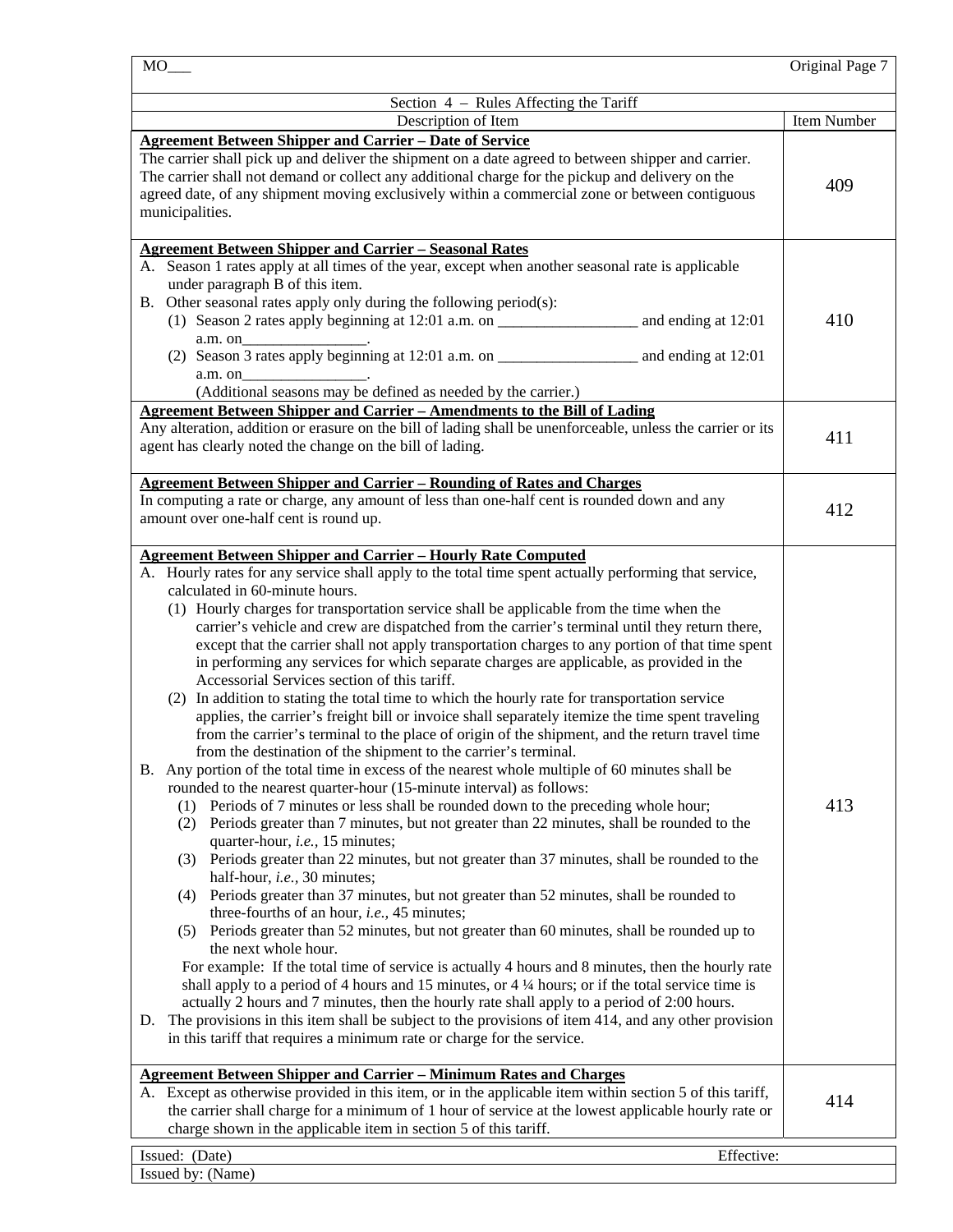| MO___ | Original Page 7 |
|---|---|
| Section 4 – Rules Affecting the Tariff | |
| Description of Item | Item Number |
| **Agreement Between Shipper and Carrier – Date of Service**<br>The carrier shall pick up and deliver the shipment on a date agreed to between shipper and carrier. The carrier shall not demand or collect any additional charge for the pickup and delivery on the agreed date, of any shipment moving exclusively within a commercial zone or between contiguous municipalities. | 409 |
| **Agreement Between Shipper and Carrier – Seasonal Rates**<br>A. Season 1 rates apply at all times of the year, except when another seasonal rate is applicable under paragraph B of this item.<br>B. Other seasonal rates apply only during the following period(s):<br>(1) Season 2 rates apply beginning at 12:01 a.m. on __________________ and ending at 12:01 a.m. on________________.<br>(2) Season 3 rates apply beginning at 12:01 a.m. on __________________ and ending at 12:01 a.m. on________________.<br>(Additional seasons may be defined as needed by the carrier.) | 410 |
| **Agreement Between Shipper and Carrier – Amendments to the Bill of Lading**<br>Any alteration, addition or erasure on the bill of lading shall be unenforceable, unless the carrier or its agent has clearly noted the change on the bill of lading. | 411 |
| **Agreement Between Shipper and Carrier – Rounding of Rates and Charges**<br>In computing a rate or charge, any amount of less than one-half cent is rounded down and any amount over one-half cent is round up. | 412 |
| **Agreement Between Shipper and Carrier – Hourly Rate Computed**<br>A. Hourly rates for any service shall apply to the total time spent actually performing that service, calculated in 60-minute hours.<br>(1) Hourly charges for transportation service shall be applicable from the time when the carrier's vehicle and crew are dispatched from the carrier's terminal until they return there, except that the carrier shall not apply transportation charges to any portion of that time spent in performing any services for which separate charges are applicable, as provided in the Accessorial Services section of this tariff.<br>(2) In addition to stating the total time to which the hourly rate for transportation service applies, the carrier's freight bill or invoice shall separately itemize the time spent traveling from the carrier's terminal to the place of origin of the shipment, and the return travel time from the destination of the shipment to the carrier's terminal.<br>B. Any portion of the total time in excess of the nearest whole multiple of 60 minutes shall be rounded to the nearest quarter-hour (15-minute interval) as follows:<br>(1) Periods of 7 minutes or less shall be rounded down to the preceding whole hour;<br>(2) Periods greater than 7 minutes, but not greater than 22 minutes, shall be rounded to the quarter-hour, *i.e.,* 15 minutes;<br>(3) Periods greater than 22 minutes, but not greater than 37 minutes, shall be rounded to the half-hour, *i.e.,* 30 minutes;<br>(4) Periods greater than 37 minutes, but not greater than 52 minutes, shall be rounded to three-fourths of an hour, *i.e.,* 45 minutes;<br>(5) Periods greater than 52 minutes, but not greater than 60 minutes, shall be rounded up to the next whole hour.<br>For example: If the total time of service is actually 4 hours and 8 minutes, then the hourly rate shall apply to a period of 4 hours and 15 minutes, or 4 ¼ hours; or if the total service time is actually 2 hours and 7 minutes, then the hourly rate shall apply to a period of 2:00 hours.<br>D. The provisions in this item shall be subject to the provisions of item 414, and any other provision in this tariff that requires a minimum rate or charge for the service. | 413 |
| **Agreement Between Shipper and Carrier – Minimum Rates and Charges**<br>A. Except as otherwise provided in this item, or in the applicable item within section 5 of this tariff, the carrier shall charge for a minimum of 1 hour of service at the lowest applicable hourly rate or charge shown in the applicable item in section 5 of this tariff. | 414 |

| Issued: (Date) | Effective: |
|---|---|
| Issued by: (Name) | |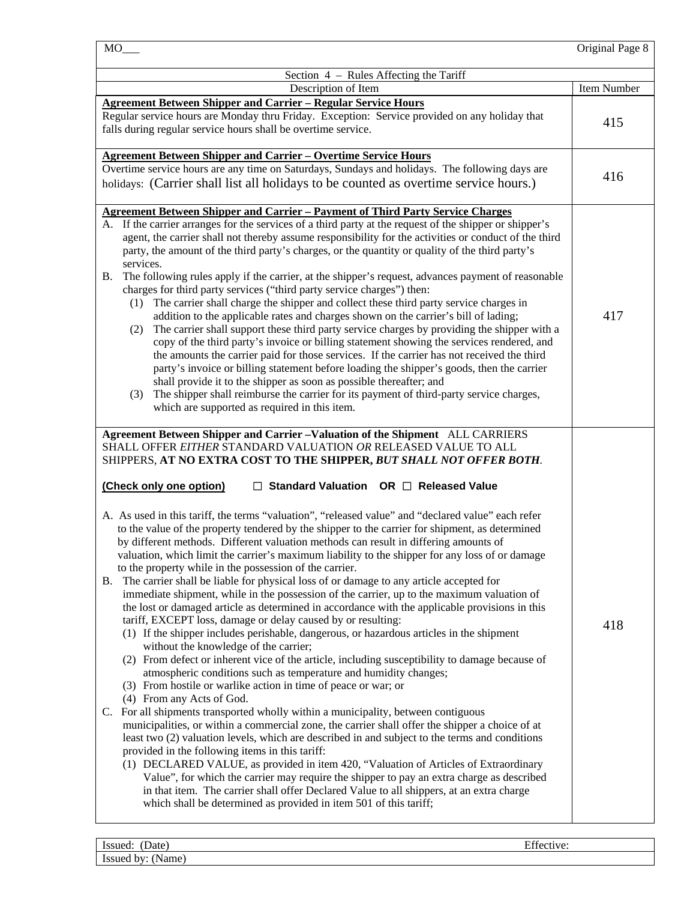MO___ Original Page 8

| Section 4 – Rules Affecting the Tariff | |
|---|---|
| Description of Item | Item Number |
| **Agreement Between Shipper and Carrier – Regular Service Hours**<br>Regular service hours are Monday thru Friday. Exception: Service provided on any holiday that falls during regular service hours shall be overtime service. | 415 |
| **Agreement Between Shipper and Carrier – Overtime Service Hours**<br>Overtime service hours are any time on Saturdays, Sundays and holidays. The following days are holidays: (Carrier shall list all holidays to be counted as overtime service hours.) | 416 |
| **Agreement Between Shipper and Carrier – Payment of Third Party Service Charges**<br>A. If the carrier arranges for the services of a third party at the request of the shipper or shipper's agent, the carrier shall not thereby assume responsibility for the activities or conduct of the third party, the amount of the third party's charges, or the quantity or quality of the third party's services.<br>B. The following rules apply if the carrier, at the shipper's request, advances payment of reasonable charges for third party services ("third party service charges") then:<br>(1) The carrier shall charge the shipper and collect these third party service charges in addition to the applicable rates and charges shown on the carrier's bill of lading;<br>(2) The carrier shall support these third party service charges by providing the shipper with a copy of the third party's invoice or billing statement showing the services rendered, and the amounts the carrier paid for those services. If the carrier has not received the third party's invoice or billing statement before loading the shipper's goods, then the carrier shall provide it to the shipper as soon as possible thereafter; and<br>(3) The shipper shall reimburse the carrier for its payment of third-party service charges, which are supported as required in this item. | 417 |
| **Agreement Between Shipper and Carrier –Valuation of the Shipment** ALL CARRIERS SHALL OFFER *EITHER* STANDARD VALUATION *OR* RELEASED VALUE TO ALL SHIPPERS, **AT NO EXTRA COST TO THE SHIPPER, *BUT SHALL NOT OFFER BOTH*.**<br><br>**(Check only one option)** ☐ **Standard Valuation OR** ☐ **Released Value**<br><br>A. As used in this tariff, the terms "valuation", "released value" and "declared value" each refer to the value of the property tendered by the shipper to the carrier for shipment, as determined by different methods. Different valuation methods can result in differing amounts of valuation, which limit the carrier's maximum liability to the shipper for any loss of or damage to the property while in the possession of the carrier.<br>B. The carrier shall be liable for physical loss of or damage to any article accepted for immediate shipment, while in the possession of the carrier, up to the maximum valuation of the lost or damaged article as determined in accordance with the applicable provisions in this tariff, EXCEPT loss, damage or delay caused by or resulting:<br>(1) If the shipper includes perishable, dangerous, or hazardous articles in the shipment without the knowledge of the carrier;<br>(2) From defect or inherent vice of the article, including susceptibility to damage because of atmospheric conditions such as temperature and humidity changes;<br>(3) From hostile or warlike action in time of peace or war; or<br>(4) From any Acts of God.<br>C. For all shipments transported wholly within a municipality, between contiguous municipalities, or within a commercial zone, the carrier shall offer the shipper a choice of at least two (2) valuation levels, which are described in and subject to the terms and conditions provided in the following items in this tariff:<br>(1) DECLARED VALUE, as provided in item 420, "Valuation of Articles of Extraordinary Value", for which the carrier may require the shipper to pay an extra charge as described in that item. The carrier shall offer Declared Value to all shippers, at an extra charge which shall be determined as provided in item 501 of this tariff; | 418 |

Issued: (Date) Effective:
Issued by: (Name)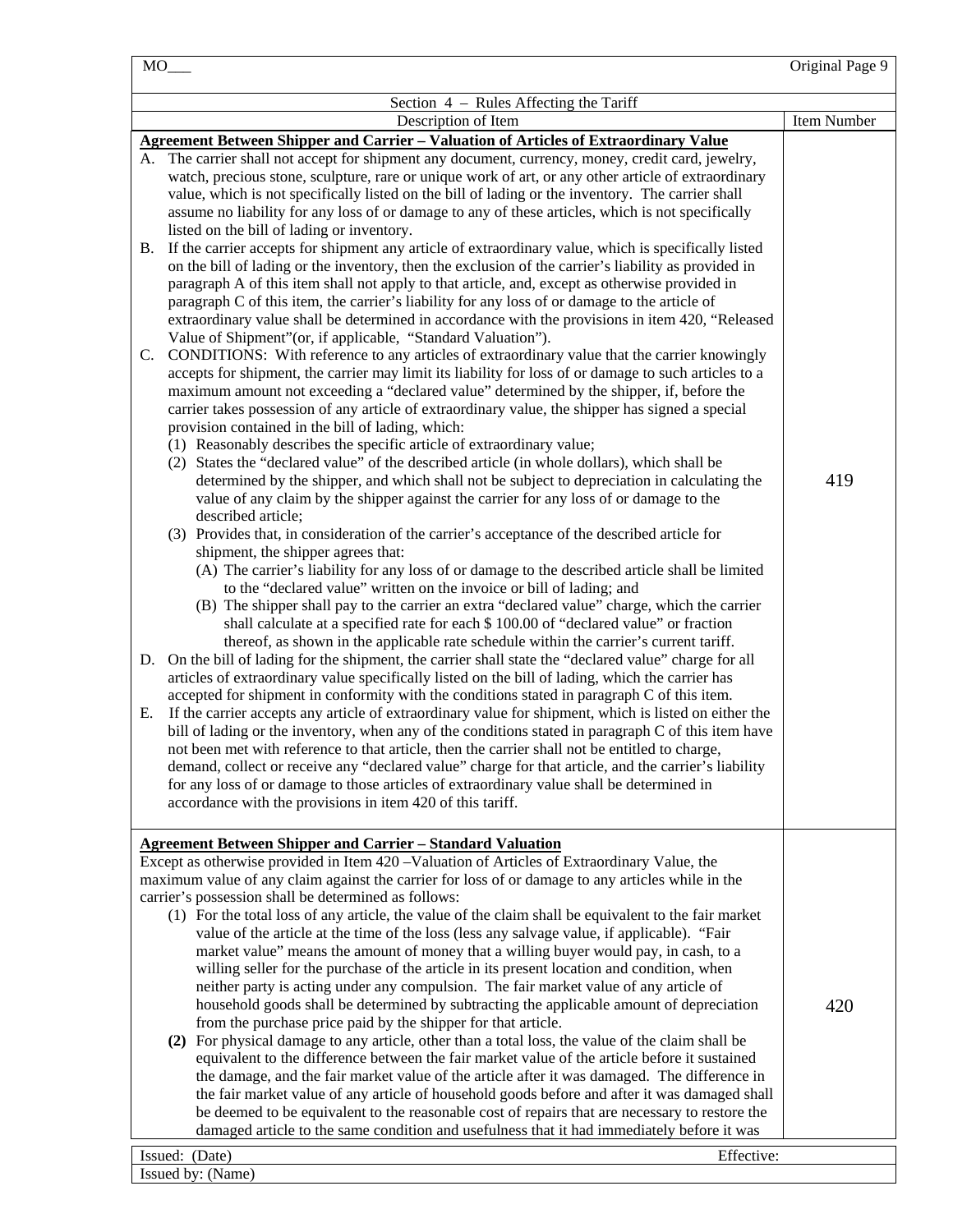MO___ Original Page 9

Section 4 – Rules Affecting the Tariff

| Description of Item | Item Number |
|---|---|
| **Agreement Between Shipper and Carrier – Valuation of Articles of Extraordinary Value**<br>A. The carrier shall not accept for shipment any document, currency, money, credit card, jewelry, watch, precious stone, sculpture, rare or unique work of art, or any other article of extraordinary value, which is not specifically listed on the bill of lading or the inventory. The carrier shall assume no liability for any loss of or damage to any of these articles, which is not specifically listed on the bill of lading or inventory.<br>B. If the carrier accepts for shipment any article of extraordinary value, which is specifically listed on the bill of lading or the inventory, then the exclusion of the carrier's liability as provided in paragraph A of this item shall not apply to that article, and, except as otherwise provided in paragraph C of this item, the carrier's liability for any loss of or damage to the article of extraordinary value shall be determined in accordance with the provisions in item 420, "Released Value of Shipment"(or, if applicable, "Standard Valuation").<br>C. CONDITIONS: With reference to any articles of extraordinary value that the carrier knowingly accepts for shipment, the carrier may limit its liability for loss of or damage to such articles to a maximum amount not exceeding a "declared value" determined by the shipper, if, before the carrier takes possession of any article of extraordinary value, the shipper has signed a special provision contained in the bill of lading, which:<br>(1) Reasonably describes the specific article of extraordinary value;<br>(2) States the "declared value" of the described article (in whole dollars), which shall be determined by the shipper, and which shall not be subject to depreciation in calculating the value of any claim by the shipper against the carrier for any loss of or damage to the described article;<br>(3) Provides that, in consideration of the carrier's acceptance of the described article for shipment, the shipper agrees that:<br>(A) The carrier's liability for any loss of or damage to the described article shall be limited to the "declared value" written on the invoice or bill of lading; and<br>(B) The shipper shall pay to the carrier an extra "declared value" charge, which the carrier shall calculate at a specified rate for each $ 100.00 of "declared value" or fraction thereof, as shown in the applicable rate schedule within the carrier's current tariff.<br>D. On the bill of lading for the shipment, the carrier shall state the "declared value" charge for all articles of extraordinary value specifically listed on the bill of lading, which the carrier has accepted for shipment in conformity with the conditions stated in paragraph C of this item.<br>E. If the carrier accepts any article of extraordinary value for shipment, which is listed on either the bill of lading or the inventory, when any of the conditions stated in paragraph C of this item have not been met with reference to that article, then the carrier shall not be entitled to charge, demand, collect or receive any "declared value" charge for that article, and the carrier's liability for any loss of or damage to those articles of extraordinary value shall be determined in accordance with the provisions in item 420 of this tariff. | 419 |
| **Agreement Between Shipper and Carrier – Standard Valuation**<br>Except as otherwise provided in Item 420 –Valuation of Articles of Extraordinary Value, the maximum value of any claim against the carrier for loss of or damage to any articles while in the carrier's possession shall be determined as follows:<br>(1) For the total loss of any article, the value of the claim shall be equivalent to the fair market value of the article at the time of the loss (less any salvage value, if applicable). "Fair market value" means the amount of money that a willing buyer would pay, in cash, to a willing seller for the purchase of the article in its present location and condition, when neither party is acting under any compulsion. The fair market value of any article of household goods shall be determined by subtracting the applicable amount of depreciation from the purchase price paid by the shipper for that article.<br>**(2)** For physical damage to any article, other than a total loss, the value of the claim shall be equivalent to the difference between the fair market value of the article before it sustained the damage, and the fair market value of the article after it was damaged. The difference in the fair market value of any article of household goods before and after it was damaged shall be deemed to be equivalent to the reasonable cost of repairs that are necessary to restore the damaged article to the same condition and usefulness that it had immediately before it was | 420 |

Issued: (Date) Effective:

Issued by: (Name)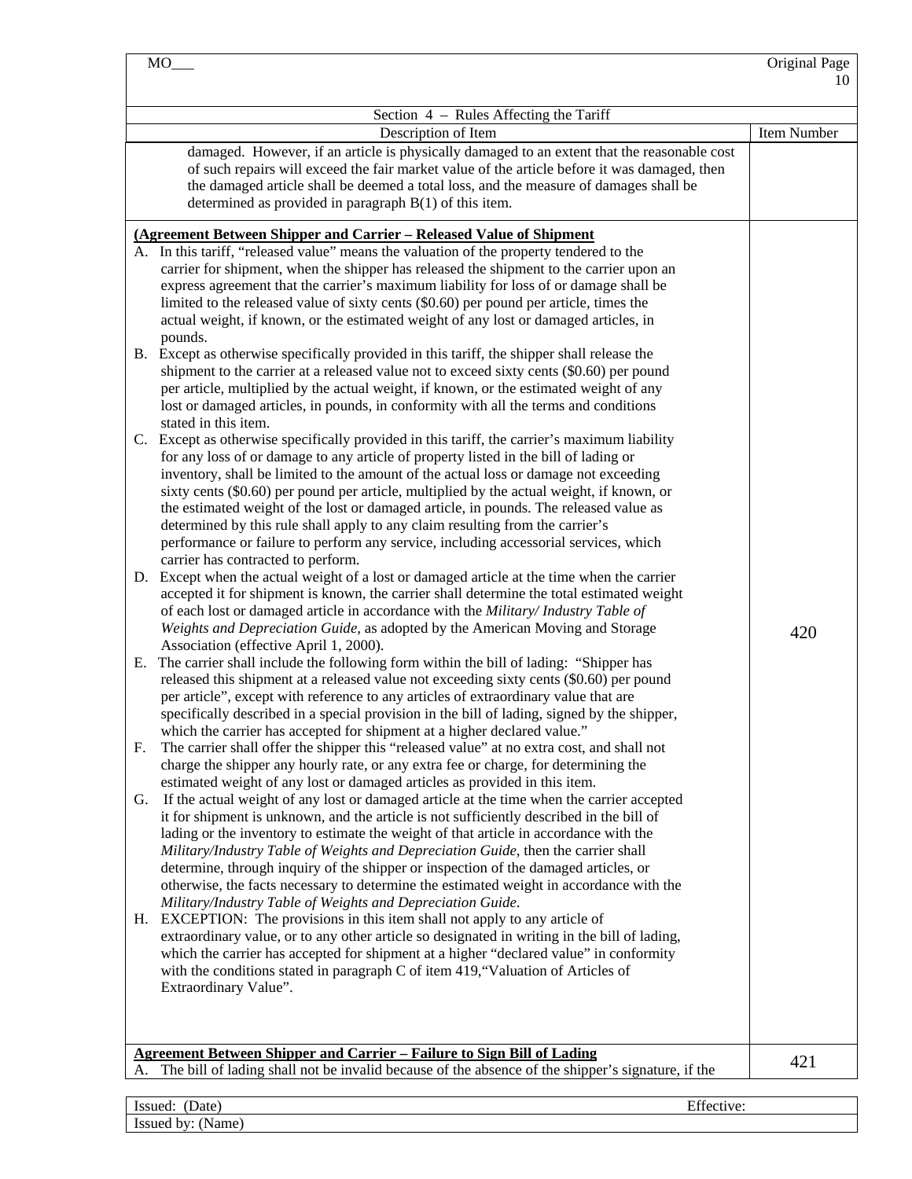Section 4 – Rules Affecting the Tariff

| Description of Item | Item Number |
|---|---|
| damaged. However, if an article is physically damaged to an extent that the reasonable cost of such repairs will exceed the fair market value of the article before it was damaged, then the damaged article shall be deemed a total loss, and the measure of damages shall be determined as provided in paragraph B(1) of this item. | |
| **(Agreement Between Shipper and Carrier – Released Value of Shipment**<br>A. In this tariff, "released value" means the valuation of the property tendered to the carrier for shipment, when the shipper has released the shipment to the carrier upon an express agreement that the carrier's maximum liability for loss of or damage shall be limited to the released value of sixty cents ($0.60) per pound per article, times the actual weight, if known, or the estimated weight of any lost or damaged articles, in pounds.<br>B. Except as otherwise specifically provided in this tariff, the shipper shall release the shipment to the carrier at a released value not to exceed sixty cents ($0.60) per pound per article, multiplied by the actual weight, if known, or the estimated weight of any lost or damaged articles, in pounds, in conformity with all the terms and conditions stated in this item.<br>C. Except as otherwise specifically provided in this tariff, the carrier's maximum liability for any loss of or damage to any article of property listed in the bill of lading or inventory, shall be limited to the amount of the actual loss or damage not exceeding sixty cents ($0.60) per pound per article, multiplied by the actual weight, if known, or the estimated weight of the lost or damaged article, in pounds. The released value as determined by this rule shall apply to any claim resulting from the carrier's performance or failure to perform any service, including accessorial services, which carrier has contracted to perform.<br>D. Except when the actual weight of a lost or damaged article at the time when the carrier accepted it for shipment is known, the carrier shall determine the total estimated weight of each lost or damaged article in accordance with the *Military/ Industry Table of Weights and Depreciation Guide*, as adopted by the American Moving and Storage Association (effective April 1, 2000).<br>E. The carrier shall include the following form within the bill of lading: "Shipper has released this shipment at a released value not exceeding sixty cents ($0.60) per pound per article", except with reference to any articles of extraordinary value that are specifically described in a special provision in the bill of lading, signed by the shipper, which the carrier has accepted for shipment at a higher declared value."<br>F. The carrier shall offer the shipper this "released value" at no extra cost, and shall not charge the shipper any hourly rate, or any extra fee or charge, for determining the estimated weight of any lost or damaged articles as provided in this item.<br>G. If the actual weight of any lost or damaged article at the time when the carrier accepted it for shipment is unknown, and the article is not sufficiently described in the bill of lading or the inventory to estimate the weight of that article in accordance with the *Military/Industry Table of Weights and Depreciation Guide*, then the carrier shall determine, through inquiry of the shipper or inspection of the damaged articles, or otherwise, the facts necessary to determine the estimated weight in accordance with the *Military/Industry Table of Weights and Depreciation Guide*.<br>H. EXCEPTION: The provisions in this item shall not apply to any article of extraordinary value, or to any other article so designated in writing in the bill of lading, which the carrier has accepted for shipment at a higher "declared value" in conformity with the conditions stated in paragraph C of item 419,"Valuation of Articles of Extraordinary Value". | 420 |
| **Agreement Between Shipper and Carrier – Failure to Sign Bill of Lading**<br>A. The bill of lading shall not be invalid because of the absence of the shipper's signature, if the | 421 |

Issued: (Date) Effective:
Issued by: (Name)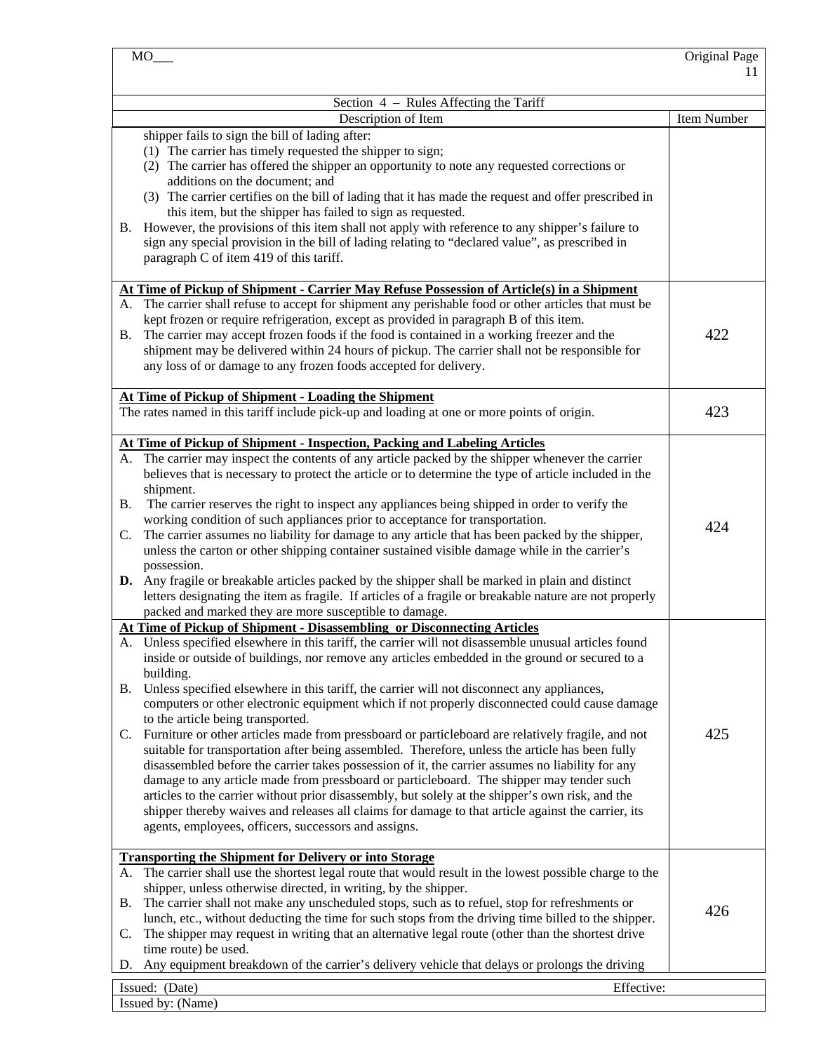Section 4 – Rules Affecting the Tariff

| Description of Item | Item Number |
|---|---|
| shipper fails to sign the bill of lading after:<br>(1) The carrier has timely requested the shipper to sign;<br>(2) The carrier has offered the shipper an opportunity to note any requested corrections or additions on the document; and<br>(3) The carrier certifies on the bill of lading that it has made the request and offer prescribed in this item, but the shipper has failed to sign as requested.<br>B. However, the provisions of this item shall not apply with reference to any shipper's failure to sign any special provision in the bill of lading relating to "declared value", as prescribed in paragraph C of item 419 of this tariff. | |
| **At Time of Pickup of Shipment - Carrier May Refuse Possession of Article(s) in a Shipment**<br>A. The carrier shall refuse to accept for shipment any perishable food or other articles that must be kept frozen or require refrigeration, except as provided in paragraph B of this item.<br>B. The carrier may accept frozen foods if the food is contained in a working freezer and the shipment may be delivered within 24 hours of pickup. The carrier shall not be responsible for any loss of or damage to any frozen foods accepted for delivery. | 422 |
| **At Time of Pickup of Shipment - Loading the Shipment**<br>The rates named in this tariff include pick-up and loading at one or more points of origin. | 423 |
| **At Time of Pickup of Shipment - Inspection, Packing and Labeling Articles**<br>A. The carrier may inspect the contents of any article packed by the shipper whenever the carrier believes that is necessary to protect the article or to determine the type of article included in the shipment.<br>B. The carrier reserves the right to inspect any appliances being shipped in order to verify the working condition of such appliances prior to acceptance for transportation.<br>C. The carrier assumes no liability for damage to any article that has been packed by the shipper, unless the carton or other shipping container sustained visible damage while in the carrier's possession.<br>**D.** Any fragile or breakable articles packed by the shipper shall be marked in plain and distinct letters designating the item as fragile. If articles of a fragile or breakable nature are not properly packed and marked they are more susceptible to damage. | 424 |
| **At Time of Pickup of Shipment - Disassembling or Disconnecting Articles**<br>A. Unless specified elsewhere in this tariff, the carrier will not disassemble unusual articles found inside or outside of buildings, nor remove any articles embedded in the ground or secured to a building.<br>B. Unless specified elsewhere in this tariff, the carrier will not disconnect any appliances, computers or other electronic equipment which if not properly disconnected could cause damage to the article being transported.<br>C. Furniture or other articles made from pressboard or particleboard are relatively fragile, and not suitable for transportation after being assembled. Therefore, unless the article has been fully disassembled before the carrier takes possession of it, the carrier assumes no liability for any damage to any article made from pressboard or particleboard. The shipper may tender such articles to the carrier without prior disassembly, but solely at the shipper's own risk, and the shipper thereby waives and releases all claims for damage to that article against the carrier, its agents, employees, officers, successors and assigns. | 425 |
| **Transporting the Shipment for Delivery or into Storage**<br>A. The carrier shall use the shortest legal route that would result in the lowest possible charge to the shipper, unless otherwise directed, in writing, by the shipper.<br>B. The carrier shall not make any unscheduled stops, such as to refuel, stop for refreshments or lunch, etc., without deducting the time for such stops from the driving time billed to the shipper.<br>C. The shipper may request in writing that an alternative legal route (other than the shortest drive time route) be used.<br>D. Any equipment breakdown of the carrier's delivery vehicle that delays or prolongs the driving | 426 |

Issued: (Date) Effective:

Issued by: (Name)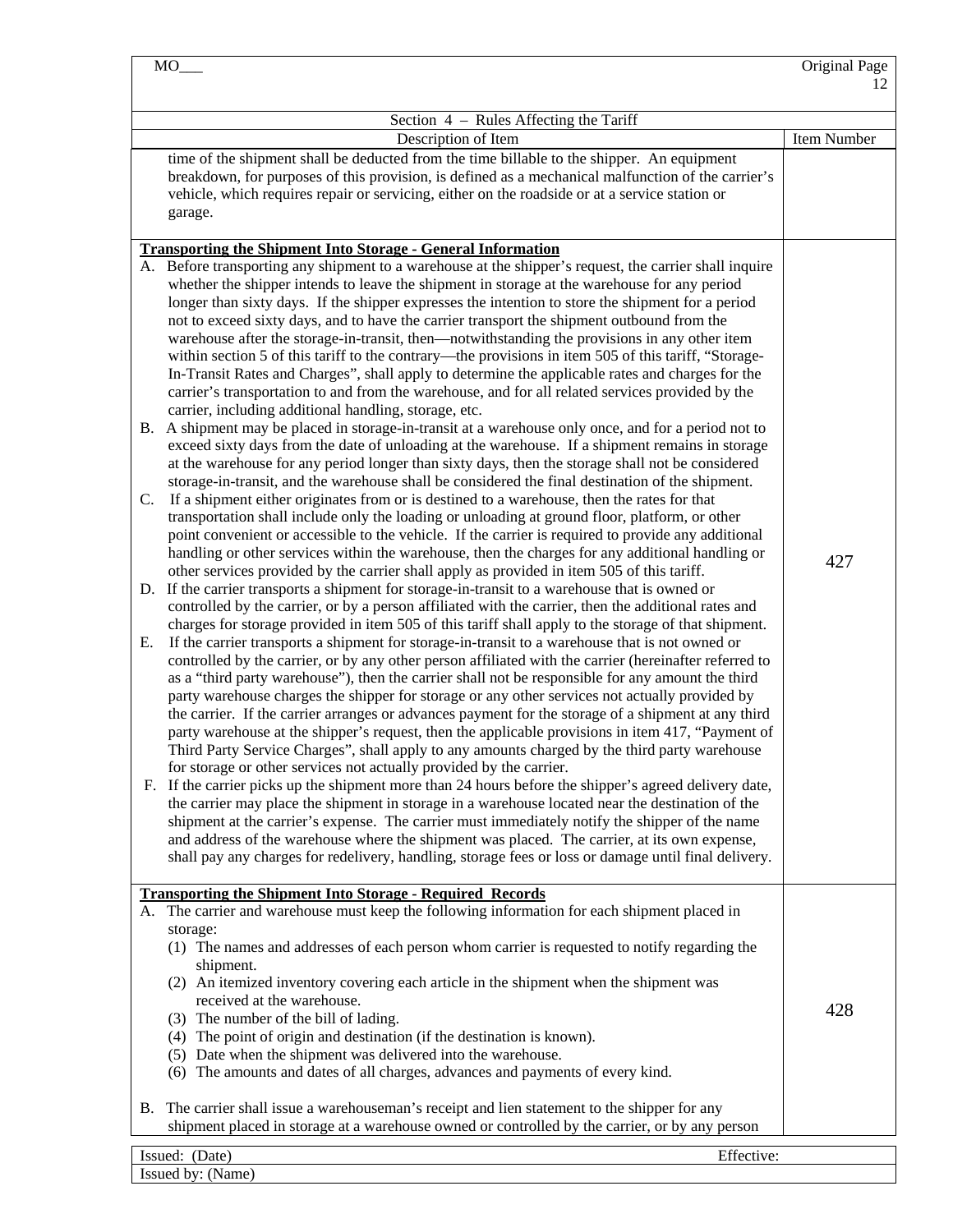Section 4 – Rules Affecting the Tariff

| Description of Item | Item Number |
|---|---|
| time of the shipment shall be deducted from the time billable to the shipper. An equipment breakdown, for purposes of this provision, is defined as a mechanical malfunction of the carrier's vehicle, which requires repair or servicing, either on the roadside or at a service station or garage. | |
| **Transporting the Shipment Into Storage - General Information**<br>A. Before transporting any shipment to a warehouse at the shipper's request, the carrier shall inquire whether the shipper intends to leave the shipment in storage at the warehouse for any period longer than sixty days. If the shipper expresses the intention to store the shipment for a period not to exceed sixty days, and to have the carrier transport the shipment outbound from the warehouse after the storage-in-transit, then—notwithstanding the provisions in any other item within section 5 of this tariff to the contrary—the provisions in item 505 of this tariff, "Storage-In-Transit Rates and Charges", shall apply to determine the applicable rates and charges for the carrier's transportation to and from the warehouse, and for all related services provided by the carrier, including additional handling, storage, etc.<br>B. A shipment may be placed in storage-in-transit at a warehouse only once, and for a period not to exceed sixty days from the date of unloading at the warehouse. If a shipment remains in storage at the warehouse for any period longer than sixty days, then the storage shall not be considered storage-in-transit, and the warehouse shall be considered the final destination of the shipment.<br>C. If a shipment either originates from or is destined to a warehouse, then the rates for that transportation shall include only the loading or unloading at ground floor, platform, or other point convenient or accessible to the vehicle. If the carrier is required to provide any additional handling or other services within the warehouse, then the charges for any additional handling or other services provided by the carrier shall apply as provided in item 505 of this tariff.<br>D. If the carrier transports a shipment for storage-in-transit to a warehouse that is owned or controlled by the carrier, or by a person affiliated with the carrier, then the additional rates and charges for storage provided in item 505 of this tariff shall apply to the storage of that shipment.<br>E. If the carrier transports a shipment for storage-in-transit to a warehouse that is not owned or controlled by the carrier, or by any other person affiliated with the carrier (hereinafter referred to as a "third party warehouse"), then the carrier shall not be responsible for any amount the third party warehouse charges the shipper for storage or any other services not actually provided by the carrier. If the carrier arranges or advances payment for the storage of a shipment at any third party warehouse at the shipper's request, then the applicable provisions in item 417, "Payment of Third Party Service Charges", shall apply to any amounts charged by the third party warehouse for storage or other services not actually provided by the carrier.<br>F. If the carrier picks up the shipment more than 24 hours before the shipper's agreed delivery date, the carrier may place the shipment in storage in a warehouse located near the destination of the shipment at the carrier's expense. The carrier must immediately notify the shipper of the name and address of the warehouse where the shipment was placed. The carrier, at its own expense, shall pay any charges for redelivery, handling, storage fees or loss or damage until final delivery. | 427 |
| **Transporting the Shipment Into Storage - Required Records**<br>A. The carrier and warehouse must keep the following information for each shipment placed in storage:<br>(1) The names and addresses of each person whom carrier is requested to notify regarding the shipment.<br>(2) An itemized inventory covering each article in the shipment when the shipment was received at the warehouse.<br>(3) The number of the bill of lading.<br>(4) The point of origin and destination (if the destination is known).<br>(5) Date when the shipment was delivered into the warehouse.<br>(6) The amounts and dates of all charges, advances and payments of every kind.<br><br>B. The carrier shall issue a warehouseman's receipt and lien statement to the shipper for any shipment placed in storage at a warehouse owned or controlled by the carrier, or by any person | 428 |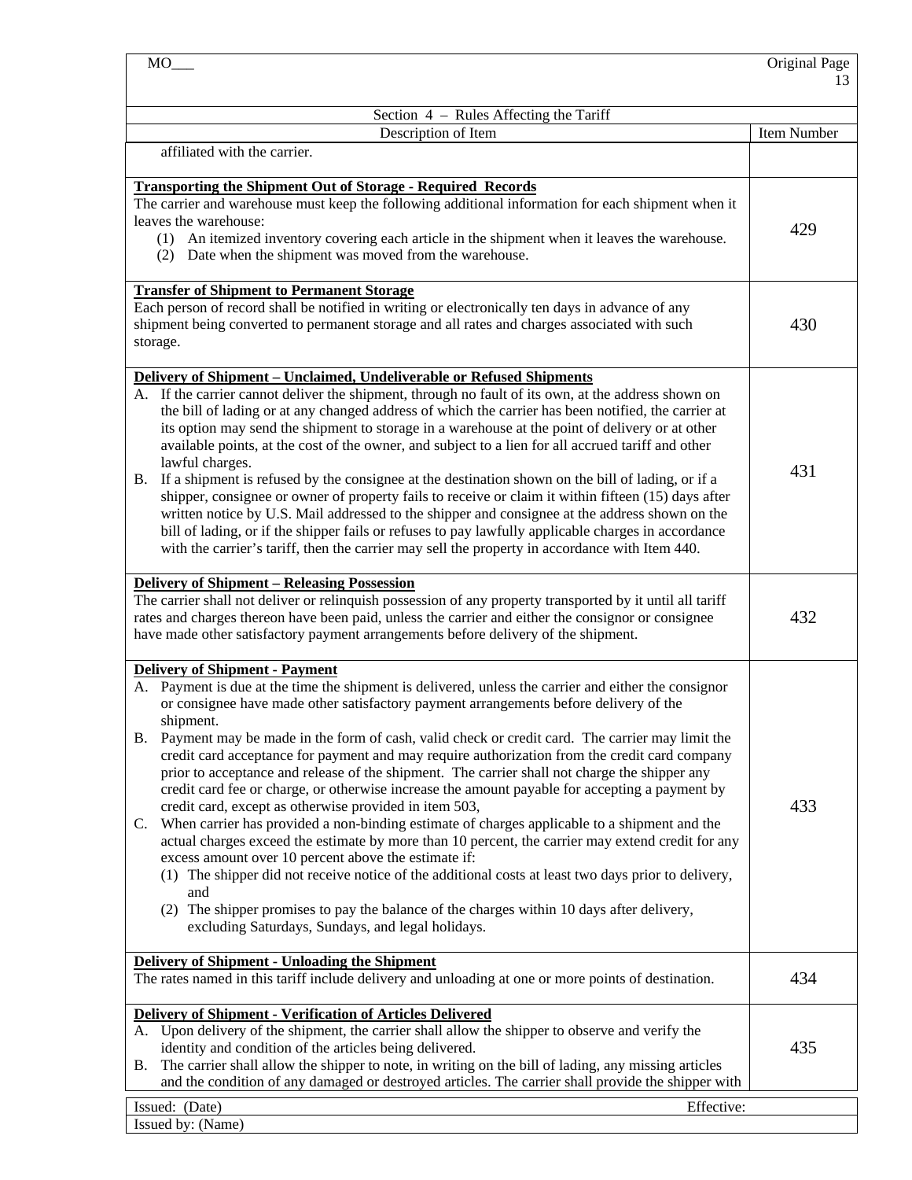| MO___ | Original Page 13 |
| --- | --- |

Section 4 – Rules Affecting the Tariff

| Description of Item | Item Number |
| --- | --- |
| affiliated with the carrier. | |
| **Transporting the Shipment Out of Storage - Required Records**<br>The carrier and warehouse must keep the following additional information for each shipment when it leaves the warehouse:<br>(1) An itemized inventory covering each article in the shipment when it leaves the warehouse.<br>(2) Date when the shipment was moved from the warehouse. | 429 |
| **Transfer of Shipment to Permanent Storage**<br>Each person of record shall be notified in writing or electronically ten days in advance of any shipment being converted to permanent storage and all rates and charges associated with such storage. | 430 |
| **Delivery of Shipment – Unclaimed, Undeliverable or Refused Shipments**<br>A. If the carrier cannot deliver the shipment, through no fault of its own, at the address shown on the bill of lading or at any changed address of which the carrier has been notified, the carrier at its option may send the shipment to storage in a warehouse at the point of delivery or at other available points, at the cost of the owner, and subject to a lien for all accrued tariff and other lawful charges.<br>B. If a shipment is refused by the consignee at the destination shown on the bill of lading, or if a shipper, consignee or owner of property fails to receive or claim it within fifteen (15) days after written notice by U.S. Mail addressed to the shipper and consignee at the address shown on the bill of lading, or if the shipper fails or refuses to pay lawfully applicable charges in accordance with the carrier's tariff, then the carrier may sell the property in accordance with Item 440. | 431 |
| **Delivery of Shipment – Releasing Possession**<br>The carrier shall not deliver or relinquish possession of any property transported by it until all tariff rates and charges thereon have been paid, unless the carrier and either the consignor or consignee have made other satisfactory payment arrangements before delivery of the shipment. | 432 |
| **Delivery of Shipment - Payment**<br>A. Payment is due at the time the shipment is delivered, unless the carrier and either the consignor or consignee have made other satisfactory payment arrangements before delivery of the shipment.<br>B. Payment may be made in the form of cash, valid check or credit card. The carrier may limit the credit card acceptance for payment and may require authorization from the credit card company prior to acceptance and release of the shipment. The carrier shall not charge the shipper any credit card fee or charge, or otherwise increase the amount payable for accepting a payment by credit card, except as otherwise provided in item 503,<br>C. When carrier has provided a non-binding estimate of charges applicable to a shipment and the actual charges exceed the estimate by more than 10 percent, the carrier may extend credit for any excess amount over 10 percent above the estimate if:<br>(1) The shipper did not receive notice of the additional costs at least two days prior to delivery, and<br>(2) The shipper promises to pay the balance of the charges within 10 days after delivery, excluding Saturdays, Sundays, and legal holidays. | 433 |
| **Delivery of Shipment - Unloading the Shipment**<br>The rates named in this tariff include delivery and unloading at one or more points of destination. | 434 |
| **Delivery of Shipment - Verification of Articles Delivered**<br>A. Upon delivery of the shipment, the carrier shall allow the shipper to observe and verify the identity and condition of the articles being delivered.<br>B. The carrier shall allow the shipper to note, in writing on the bill of lading, any missing articles and the condition of any damaged or destroyed articles. The carrier shall provide the shipper with | 435 |

| Issued: (Date) | Effective: |
| --- | --- |
| Issued by: (Name) | |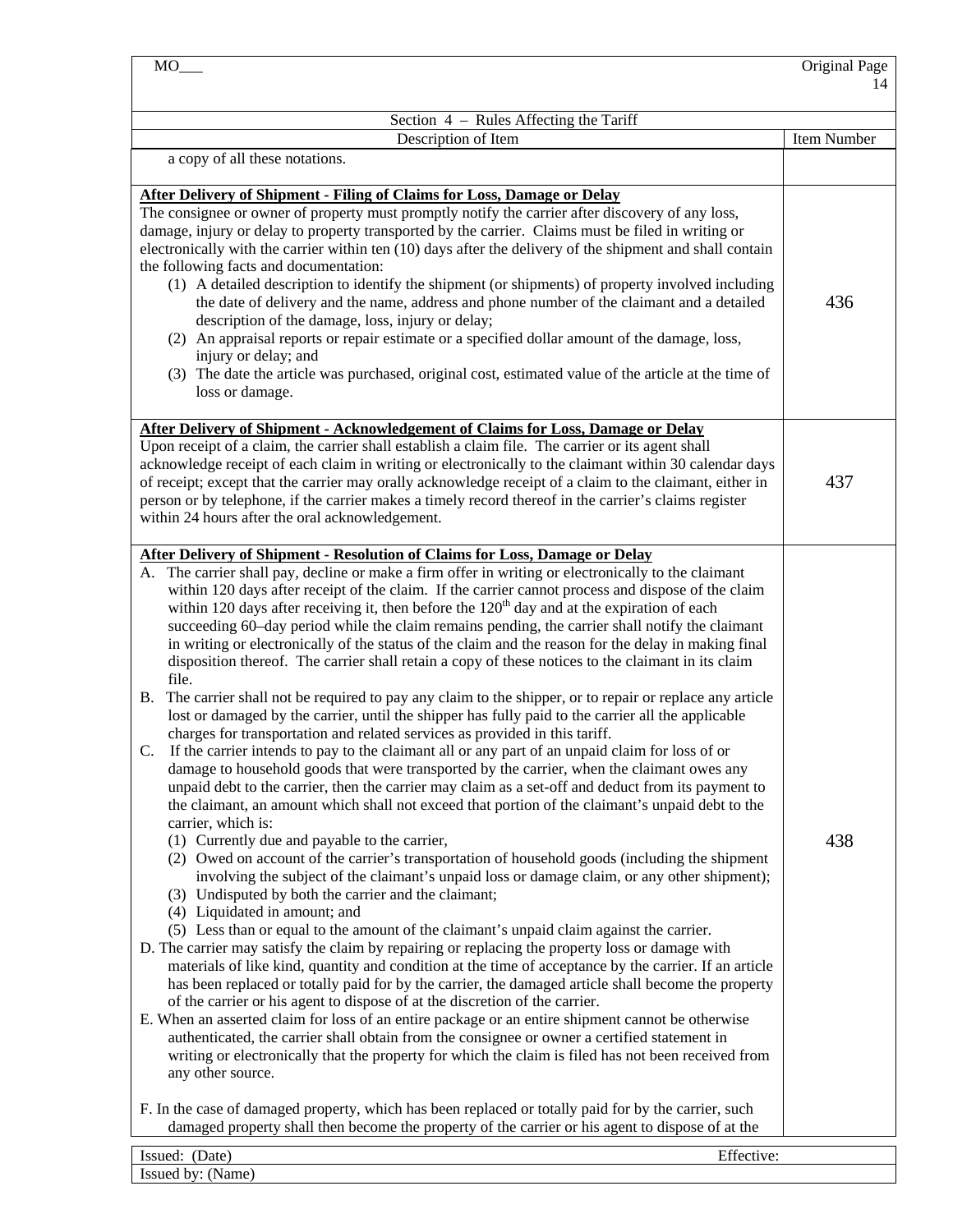Section 4 – Rules Affecting the Tariff

| Description of Item | Item Number |
|---|---|
| a copy of all these notations. | |
| **After Delivery of Shipment - Filing of Claims for Loss, Damage or Delay**<br>The consignee or owner of property must promptly notify the carrier after discovery of any loss, damage, injury or delay to property transported by the carrier. Claims must be filed in writing or electronically with the carrier within ten (10) days after the delivery of the shipment and shall contain the following facts and documentation:<br>(1) A detailed description to identify the shipment (or shipments) of property involved including the date of delivery and the name, address and phone number of the claimant and a detailed description of the damage, loss, injury or delay;<br>(2) An appraisal reports or repair estimate or a specified dollar amount of the damage, loss, injury or delay; and<br>(3) The date the article was purchased, original cost, estimated value of the article at the time of loss or damage. | 436 |
| **After Delivery of Shipment - Acknowledgement of Claims for Loss, Damage or Delay**<br>Upon receipt of a claim, the carrier shall establish a claim file. The carrier or its agent shall acknowledge receipt of each claim in writing or electronically to the claimant within 30 calendar days of receipt; except that the carrier may orally acknowledge receipt of a claim to the claimant, either in person or by telephone, if the carrier makes a timely record thereof in the carrier's claims register within 24 hours after the oral acknowledgement. | 437 |
| **After Delivery of Shipment - Resolution of Claims for Loss, Damage or Delay**<br>A. The carrier shall pay, decline or make a firm offer in writing or electronically to the claimant within 120 days after receipt of the claim. If the carrier cannot process and dispose of the claim within 120 days after receiving it, then before the 120th day and at the expiration of each succeeding 60–day period while the claim remains pending, the carrier shall notify the claimant in writing or electronically of the status of the claim and the reason for the delay in making final disposition thereof. The carrier shall retain a copy of these notices to the claimant in its claim file.<br>B. The carrier shall not be required to pay any claim to the shipper, or to repair or replace any article lost or damaged by the carrier, until the shipper has fully paid to the carrier all the applicable charges for transportation and related services as provided in this tariff.<br>C. If the carrier intends to pay to the claimant all or any part of an unpaid claim for loss of or damage to household goods that were transported by the carrier, when the claimant owes any unpaid debt to the carrier, then the carrier may claim as a set-off and deduct from its payment to the claimant, an amount which shall not exceed that portion of the claimant's unpaid debt to the carrier, which is:<br>(1) Currently due and payable to the carrier,<br>(2) Owed on account of the carrier's transportation of household goods (including the shipment involving the subject of the claimant's unpaid loss or damage claim, or any other shipment);<br>(3) Undisputed by both the carrier and the claimant;<br>(4) Liquidated in amount; and<br>(5) Less than or equal to the amount of the claimant's unpaid claim against the carrier.<br>D. The carrier may satisfy the claim by repairing or replacing the property loss or damage with materials of like kind, quantity and condition at the time of acceptance by the carrier. If an article has been replaced or totally paid for by the carrier, the damaged article shall become the property of the carrier or his agent to dispose of at the discretion of the carrier.<br>E. When an asserted claim for loss of an entire package or an entire shipment cannot be otherwise authenticated, the carrier shall obtain from the consignee or owner a certified statement in writing or electronically that the property for which the claim is filed has not been received from any other source.<br><br>F. In the case of damaged property, which has been replaced or totally paid for by the carrier, such damaged property shall then become the property of the carrier or his agent to dispose of at the | 438 |

Issued: (Date) Effective:

Issued by: (Name)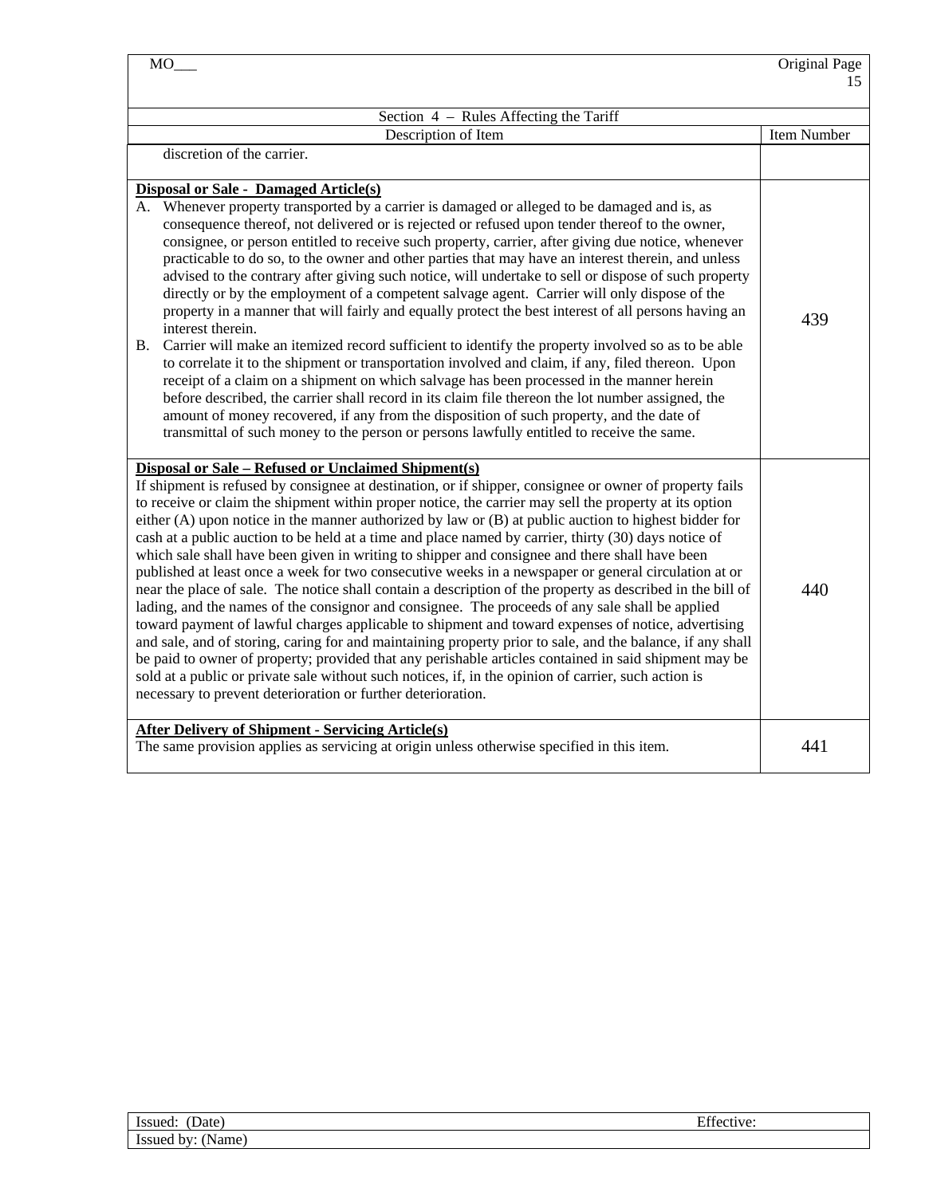Section 4 – Rules Affecting the Tariff

| Description of Item | Item Number |
| --- | --- |
| discretion of the carrier. | |
| **Disposal or Sale - Damaged Article(s)**<br>A. Whenever property transported by a carrier is damaged or alleged to be damaged and is, as consequence thereof, not delivered or is rejected or refused upon tender thereof to the owner, consignee, or person entitled to receive such property, carrier, after giving due notice, whenever practicable to do so, to the owner and other parties that may have an interest therein, and unless advised to the contrary after giving such notice, will undertake to sell or dispose of such property directly or by the employment of a competent salvage agent. Carrier will only dispose of the property in a manner that will fairly and equally protect the best interest of all persons having an interest therein.<br>B. Carrier will make an itemized record sufficient to identify the property involved so as to be able to correlate it to the shipment or transportation involved and claim, if any, filed thereon. Upon receipt of a claim on a shipment on which salvage has been processed in the manner herein before described, the carrier shall record in its claim file thereon the lot number assigned, the amount of money recovered, if any from the disposition of such property, and the date of transmittal of such money to the person or persons lawfully entitled to receive the same. | 439 |
| **Disposal or Sale – Refused or Unclaimed Shipment(s)**<br>If shipment is refused by consignee at destination, or if shipper, consignee or owner of property fails to receive or claim the shipment within proper notice, the carrier may sell the property at its option either (A) upon notice in the manner authorized by law or (B) at public auction to highest bidder for cash at a public auction to be held at a time and place named by carrier, thirty (30) days notice of which sale shall have been given in writing to shipper and consignee and there shall have been published at least once a week for two consecutive weeks in a newspaper or general circulation at or near the place of sale. The notice shall contain a description of the property as described in the bill of lading, and the names of the consignor and consignee. The proceeds of any sale shall be applied toward payment of lawful charges applicable to shipment and toward expenses of notice, advertising and sale, and of storing, caring for and maintaining property prior to sale, and the balance, if any shall be paid to owner of property; provided that any perishable articles contained in said shipment may be sold at a public or private sale without such notices, if, in the opinion of carrier, such action is necessary to prevent deterioration or further deterioration. | 440 |
| **After Delivery of Shipment - Servicing Article(s)**<br>The same provision applies as servicing at origin unless otherwise specified in this item. | 441 |

| Issued: (Date) | Effective: |
| --- | --- |
| Issued by: (Name) | |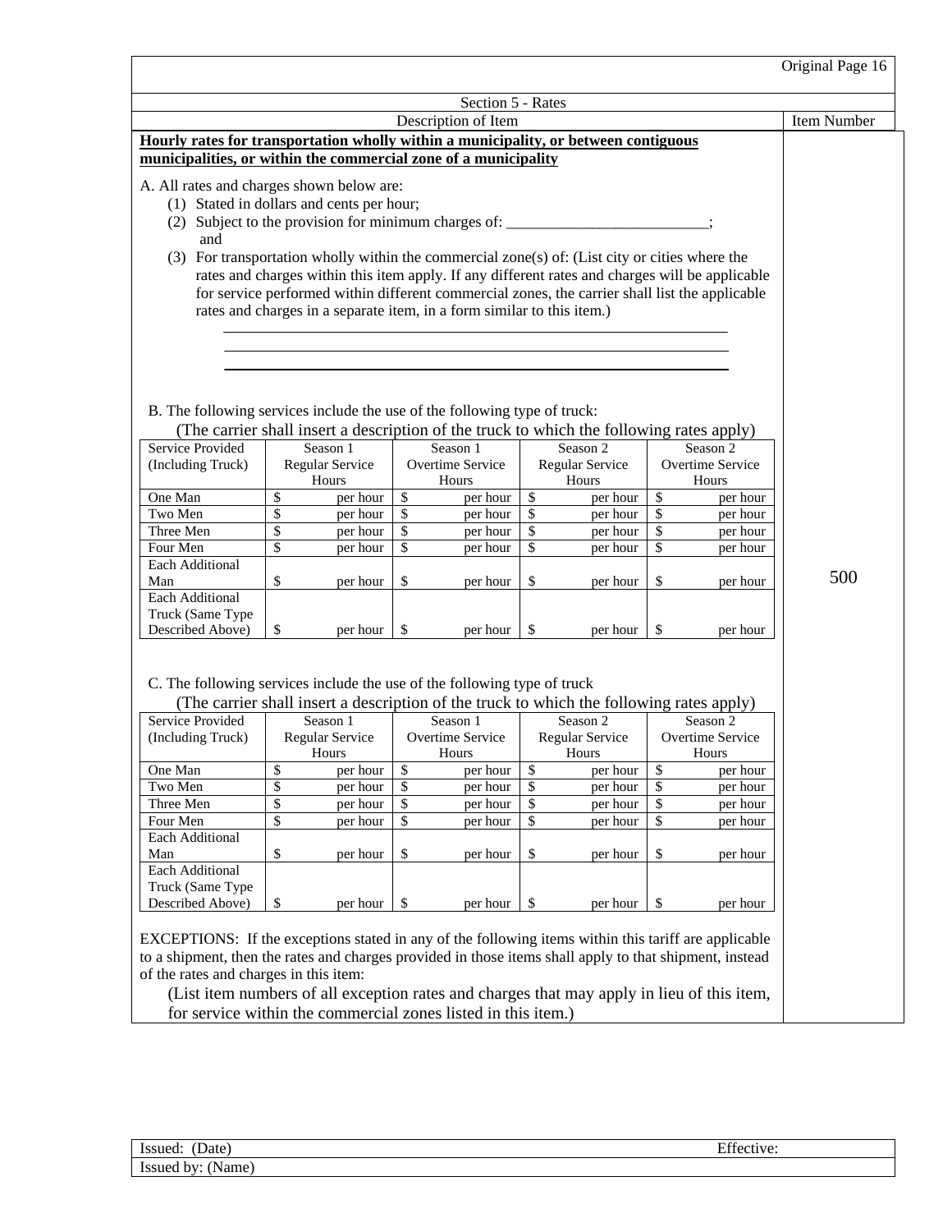Original Page 16

Section 5 - Rates

| Description of Item | Item Number |
|---|---|

**Hourly rates for transportation wholly within a municipality, or between contiguous municipalities, or within the commercial zone of a municipality**

Item Number: 500

A. All rates and charges shown below are:

(1) Stated in dollars and cents per hour;

(2) Subject to the provision for minimum charges of: __________________________; and

(3) For transportation wholly within the commercial zone(s) of: (List city or cities where the rates and charges within this item apply. If any different rates and charges will be applicable for service performed within different commercial zones, the carrier shall list the applicable rates and charges in a separate item, in a form similar to this item.)

______________________________________________________________

______________________________________________________________

______________________________________________________________

B. The following services include the use of the following type of truck:

(The carrier shall insert a description of the truck to which the following rates apply)

| Service Provided (Including Truck) | Season 1 Regular Service Hours | Season 1 Overtime Service Hours | Season 2 Regular Service Hours | Season 2 Overtime Service Hours |
|---|---|---|---|---|
| One Man | $ per hour | $ per hour | $ per hour | $ per hour |
| Two Men | $ per hour | $ per hour | $ per hour | $ per hour |
| Three Men | $ per hour | $ per hour | $ per hour | $ per hour |
| Four Men | $ per hour | $ per hour | $ per hour | $ per hour |
| Each Additional Man | $ per hour | $ per hour | $ per hour | $ per hour |
| Each Additional Truck (Same Type Described Above) | $ per hour | $ per hour | $ per hour | $ per hour |

C. The following services include the use of the following type of truck

(The carrier shall insert a description of the truck to which the following rates apply)

| Service Provided (Including Truck) | Season 1 Regular Service Hours | Season 1 Overtime Service Hours | Season 2 Regular Service Hours | Season 2 Overtime Service Hours |
|---|---|---|---|---|
| One Man | $ per hour | $ per hour | $ per hour | $ per hour |
| Two Men | $ per hour | $ per hour | $ per hour | $ per hour |
| Three Men | $ per hour | $ per hour | $ per hour | $ per hour |
| Four Men | $ per hour | $ per hour | $ per hour | $ per hour |
| Each Additional Man | $ per hour | $ per hour | $ per hour | $ per hour |
| Each Additional Truck (Same Type Described Above) | $ per hour | $ per hour | $ per hour | $ per hour |

EXCEPTIONS: If the exceptions stated in any of the following items within this tariff are applicable to a shipment, then the rates and charges provided in those items shall apply to that shipment, instead of the rates and charges in this item:

(List item numbers of all exception rates and charges that may apply in lieu of this item, for service within the commercial zones listed in this item.)

| Issued: (Date) | Effective: |
|---|---|
| Issued by: (Name) | |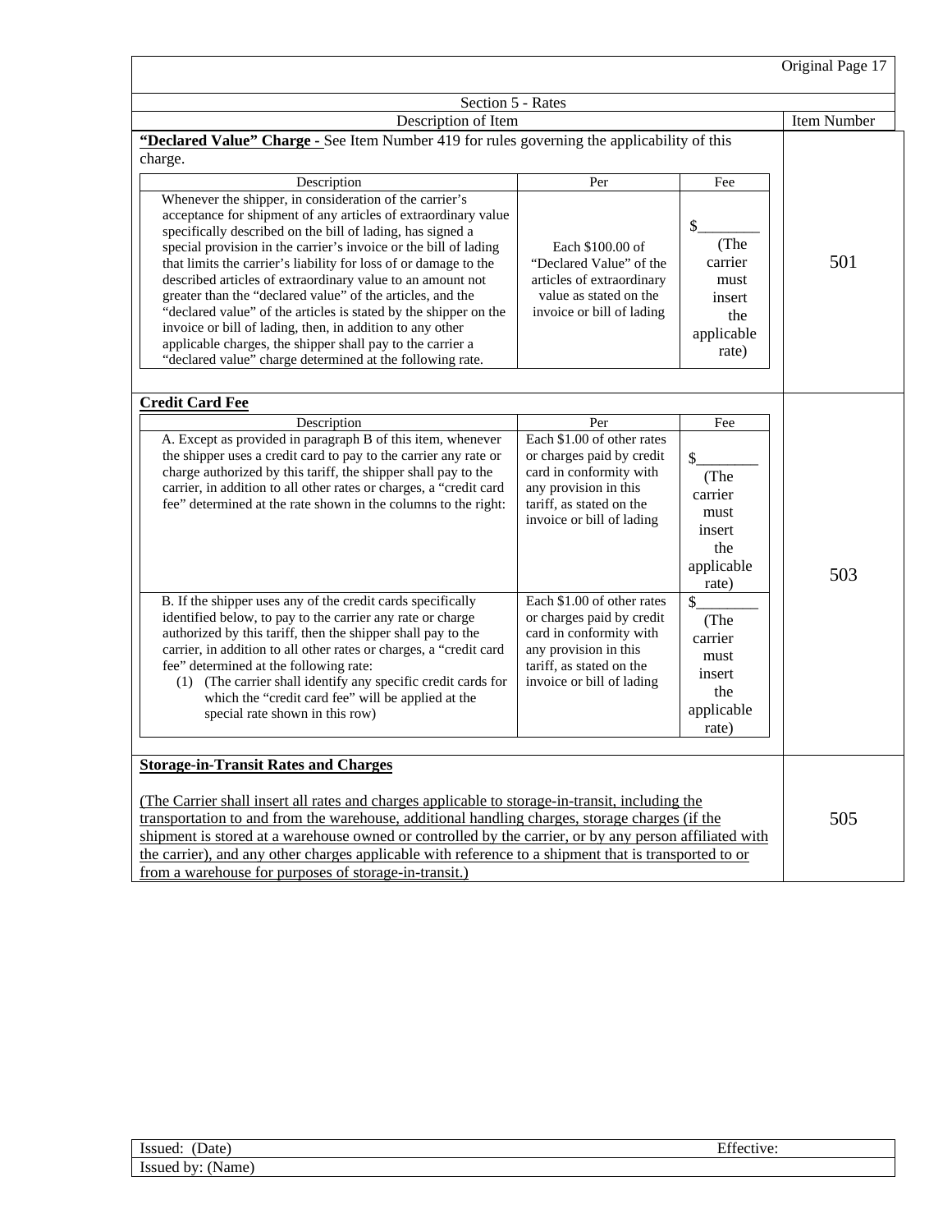Original Page 17

Section 5 - Rates

| Description of Item | Item Number |
|---|---|
| **"Declared Value" Charge -** See Item Number 419 for rules governing the applicability of this charge. | 501 |

| Description | Per | Fee |
|---|---|---|
| Whenever the shipper, in consideration of the carrier's acceptance for shipment of any articles of extraordinary value specifically described on the bill of lading, has signed a special provision in the carrier's invoice or the bill of lading that limits the carrier's liability for loss of or damage to the described articles of extraordinary value to an amount not greater than the "declared value" of the articles, and the "declared value" of the articles is stated by the shipper on the invoice or bill of lading, then, in addition to any other applicable charges, the shipper shall pay to the carrier a "declared value" charge determined at the following rate. | Each $100.00 of "Declared Value" of the articles of extraordinary value as stated on the invoice or bill of lading | $________ (The carrier must insert the applicable rate) |

**Credit Card Fee** — Item Number 503

| Description | Per | Fee |
|---|---|---|
| A. Except as provided in paragraph B of this item, whenever the shipper uses a credit card to pay to the carrier any rate or charge authorized by this tariff, the shipper shall pay to the carrier, in addition to all other rates or charges, a "credit card fee" determined at the rate shown in the columns to the right: | Each $1.00 of other rates or charges paid by credit card in conformity with any provision in this tariff, as stated on the invoice or bill of lading | $________ (The carrier must insert the applicable rate) |
| B. If the shipper uses any of the credit cards specifically identified below, to pay to the carrier any rate or charge authorized by this tariff, then the shipper shall pay to the carrier, in addition to all other rates or charges, a "credit card fee" determined at the following rate: (1) (The carrier shall identify any specific credit cards for which the "credit card fee" will be applied at the special rate shown in this row) | Each $1.00 of other rates or charges paid by credit card in conformity with any provision in this tariff, as stated on the invoice or bill of lading | $________ (The carrier must insert the applicable rate) |

**Storage-in-Transit Rates and Charges** — Item Number 505

(The Carrier shall insert all rates and charges applicable to storage-in-transit, including the transportation to and from the warehouse, additional handling charges, storage charges (if the shipment is stored at a warehouse owned or controlled by the carrier, or by any person affiliated with the carrier), and any other charges applicable with reference to a shipment that is transported to or from a warehouse for purposes of storage-in-transit.)

| Issued: (Date) | Effective: |
|---|---|
| Issued by: (Name) | |